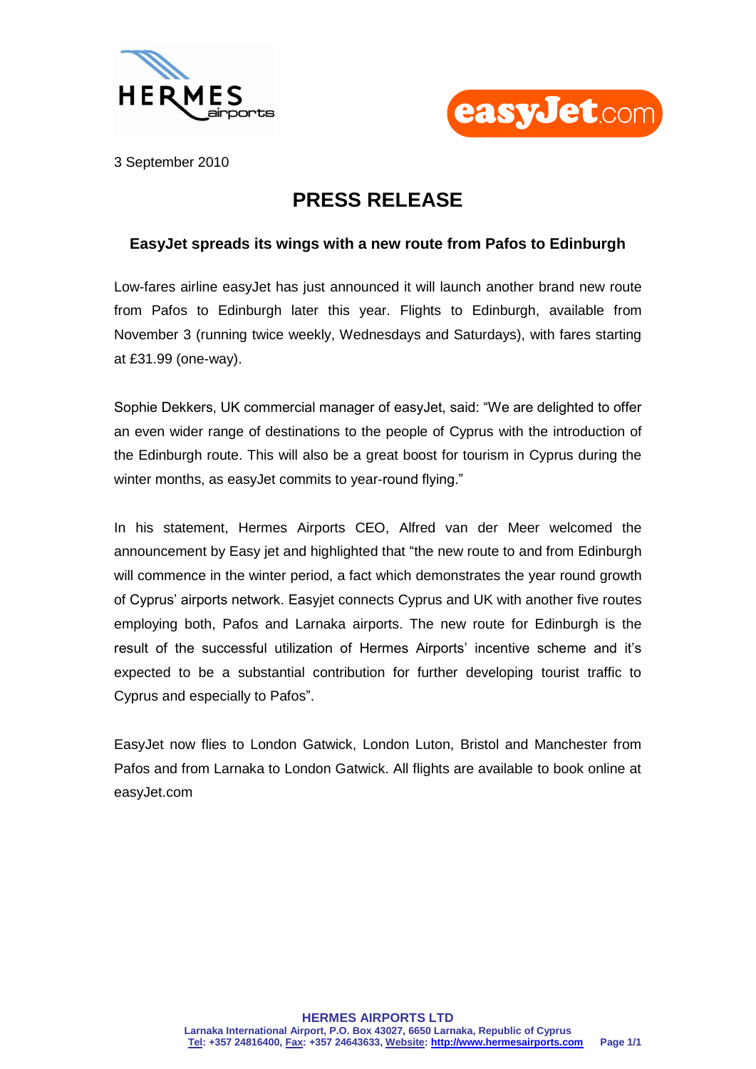3 September 2010

# PRESS RELEASE

## EasyJet spreads its wings with a new route from Pafos to Edinburgh

Low-fares airline easyJet has just announced it will launch another brand new route from Pafos to Edinburgh later this year. Flights to Edinburgh, available from November 3 (running twice weekly, Wednesdays and Saturdays), with fares starting at £31.99 (one-way).

Sophie Dekkers, UK commercial manager of easyJet, said: "We are delighted to offer an even wider range of destinations to the people of Cyprus with the introduction of the Edinburgh route. This will also be a great boost for tourism in Cyprus during the winter months, as easyJet commits to year-round flying."

In his statement, Hermes Airports CEO, Alfred van der Meer welcomed the announcement by Easy jet and highlighted that "the new route to and from Edinburgh will commence in the winter period, a fact which demonstrates the year round growth of Cyprus' airports network. Easyjet connects Cyprus and UK with another five routes employing both, Pafos and Larnaka airports. The new route for Edinburgh is the result of the successful utilization of Hermes Airports' incentive scheme and it's expected to be a substantial contribution for further developing tourist traffic to Cyprus and especially to Pafos".

EasyJet now flies to London Gatwick, London Luton, Bristol and Manchester from Pafos and from Larnaka to London Gatwick. All flights are available to book online at easyJet.com

**HERMES AIRPORTS LTD**
**Larnaka International Airport, P.O. Box 43027, 6650 Larnaka, Republic of Cyprus**
**Tel: +357 24816400, Fax: +357 24643633, Website: http://www.hermesairports.com**